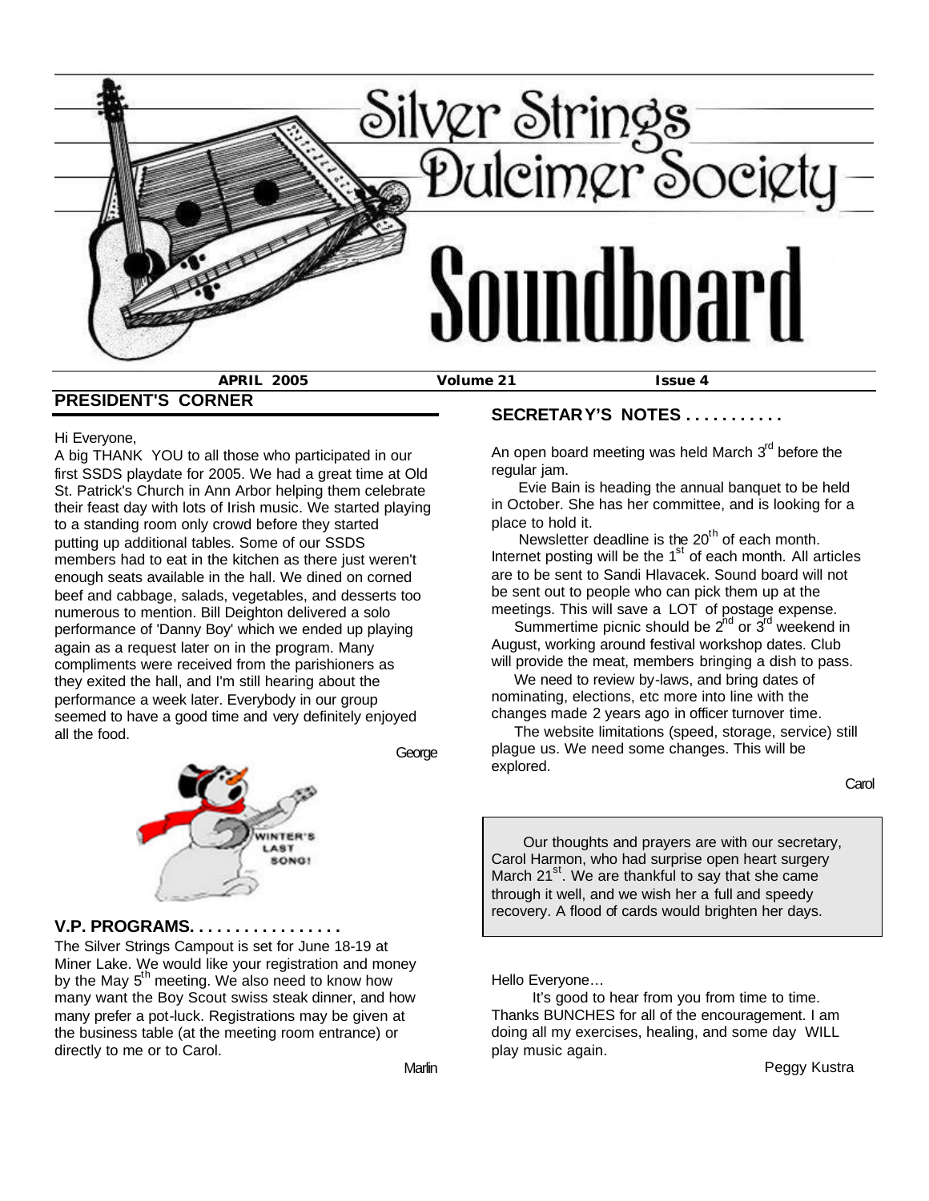# Silver Strings Dulcimer Society

# Soundboard

**APRIL 2005** **Volume 21** **Issue 4**

## PRESIDENT'S CORNER

Hi Everyone,

A big THANK YOU to all those who participated in our first SSDS playdate for 2005. We had a great time at Old St. Patrick's Church in Ann Arbor helping them celebrate their feast day with lots of Irish music. We started playing to a standing room only crowd before they started putting up additional tables. Some of our SSDS members had to eat in the kitchen as there just weren't enough seats available in the hall. We dined on corned beef and cabbage, salads, vegetables, and desserts too numerous to mention. Bill Deighton delivered a solo performance of 'Danny Boy' which we ended up playing again as a request later on in the program. Many compliments were received from the parishioners as they exited the hall, and I'm still hearing about the performance a week later. Everybody in our group seemed to have a good time and very definitely enjoyed all the food.

George

## V.P. PROGRAMS. . . . . . . . . . . . . . . . .

The Silver Strings Campout is set for June 18-19 at Miner Lake. We would like your registration and money by the May 5th meeting. We also need to know how many want the Boy Scout swiss steak dinner, and how many prefer a pot-luck. Registrations may be given at the business table (at the meeting room entrance) or directly to me or to Carol.

Marlin

## SECRETARY'S NOTES . . . . . . . . . . .

An open board meeting was held March 3rd before the regular jam.

Evie Bain is heading the annual banquet to be held in October. She has her committee, and is looking for a place to hold it.

Newsletter deadline is the 20th of each month. Internet posting will be the 1st of each month. All articles are to be sent to Sandi Hlavacek. Sound board will not be sent out to people who can pick them up at the meetings. This will save a LOT of postage expense.

Summertime picnic should be 2nd or 3rd weekend in August, working around festival workshop dates. Club will provide the meat, members bringing a dish to pass.

We need to review by-laws, and bring dates of nominating, elections, etc more into line with the changes made 2 years ago in officer turnover time.

The website limitations (speed, storage, service) still plague us. We need some changes. This will be explored.

Carol

Our thoughts and prayers are with our secretary, Carol Harmon, who had surprise open heart surgery March 21st. We are thankful to say that she came through it well, and we wish her a full and speedy recovery. A flood of cards would brighten her days.

Hello Everyone…

It's good to hear from you from time to time. Thanks BUNCHES for all of the encouragement. I am doing all my exercises, healing, and some day WILL play music again.

Peggy Kustra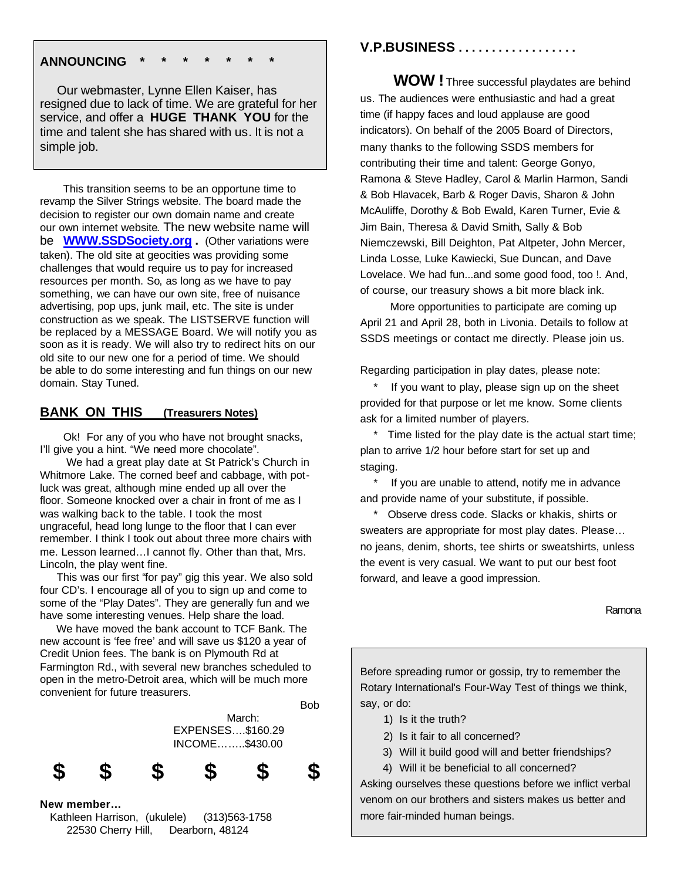## ANNOUNCING * * * * * * *

Our webmaster, Lynne Ellen Kaiser, has resigned due to lack of time. We are grateful for her service, and offer a **HUGE THANK YOU** for the time and talent she has shared with us. It is not a simple job.

This transition seems to be an opportune time to revamp the Silver Strings website. The board made the decision to register our own domain name and create our own internet website. The new website name will be **WWW.SSDSociety.org**. (Other variations were taken). The old site at geocities was providing some challenges that would require us to pay for increased resources per month. So, as long as we have to pay something, we can have our own site, free of nuisance advertising, pop ups, junk mail, etc. The site is under construction as we speak. The LISTSERVE function will be replaced by a MESSAGE Board. We will notify you as soon as it is ready. We will also try to redirect hits on our old site to our new one for a period of time. We should be able to do some interesting and fun things on our new domain. Stay Tuned.

## BANK ON THIS (Treasurers Notes)

Ok! For any of you who have not brought snacks, I'll give you a hint. "We need more chocolate".

We had a great play date at St Patrick's Church in Whitmore Lake. The corned beef and cabbage, with pot-luck was great, although mine ended up all over the floor. Someone knocked over a chair in front of me as I was walking back to the table. I took the most ungraceful, head long lunge to the floor that I can ever remember. I think I took out about three more chairs with me. Lesson learned…I cannot fly. Other than that, Mrs. Lincoln, the play went fine.

This was our first "for pay" gig this year. We also sold four CD's. I encourage all of you to sign up and come to some of the "Play Dates". They are generally fun and we have some interesting venues. Help share the load.

We have moved the bank account to TCF Bank. The new account is 'fee free' and will save us $120 a year of Credit Union fees. The bank is on Plymouth Rd at Farmington Rd., with several new branches scheduled to open in the metro-Detroit area, which will be much more convenient for future treasurers.

Bob

March:
EXPENSES….$160.29
INCOME……..$430.00

$ $ $ $ $ $

**New member…**

Kathleen Harrison, (ukulele) (313)563-1758
22530 Cherry Hill, Dearborn, 48124

## V.P.BUSINESS . . . . . . . . . . . . . . . . .

**WOW !** Three successful playdates are behind us. The audiences were enthusiastic and had a great time (if happy faces and loud applause are good indicators). On behalf of the 2005 Board of Directors, many thanks to the following SSDS members for contributing their time and talent: George Gonyo, Ramona & Steve Hadley, Carol & Marlin Harmon, Sandi & Bob Hlavacek, Barb & Roger Davis, Sharon & John McAuliffe, Dorothy & Bob Ewald, Karen Turner, Evie & Jim Bain, Theresa & David Smith, Sally & Bob Niemczewski, Bill Deighton, Pat Altpeter, John Mercer, Linda Losse, Luke Kawiecki, Sue Duncan, and Dave Lovelace. We had fun...and some good food, too !. And, of course, our treasury shows a bit more black ink.

More opportunities to participate are coming up April 21 and April 28, both in Livonia. Details to follow at SSDS meetings or contact me directly. Please join us.

Regarding participation in play dates, please note:

* If you want to play, please sign up on the sheet provided for that purpose or let me know. Some clients ask for a limited number of players.
* Time listed for the play date is the actual start time; plan to arrive 1/2 hour before start for set up and staging.
* If you are unable to attend, notify me in advance and provide name of your substitute, if possible.
* Observe dress code. Slacks or khakis, shirts or sweaters are appropriate for most play dates. Please… no jeans, denim, shorts, tee shirts or sweatshirts, unless the event is very casual. We want to put our best foot forward, and leave a good impression.

Ramona

Before spreading rumor or gossip, try to remember the Rotary International's Four-Way Test of things we think, say, or do:

1) Is it the truth?
2) Is it fair to all concerned?
3) Will it build good will and better friendships?
4) Will it be beneficial to all concerned?

Asking ourselves these questions before we inflict verbal venom on our brothers and sisters makes us better and more fair-minded human beings.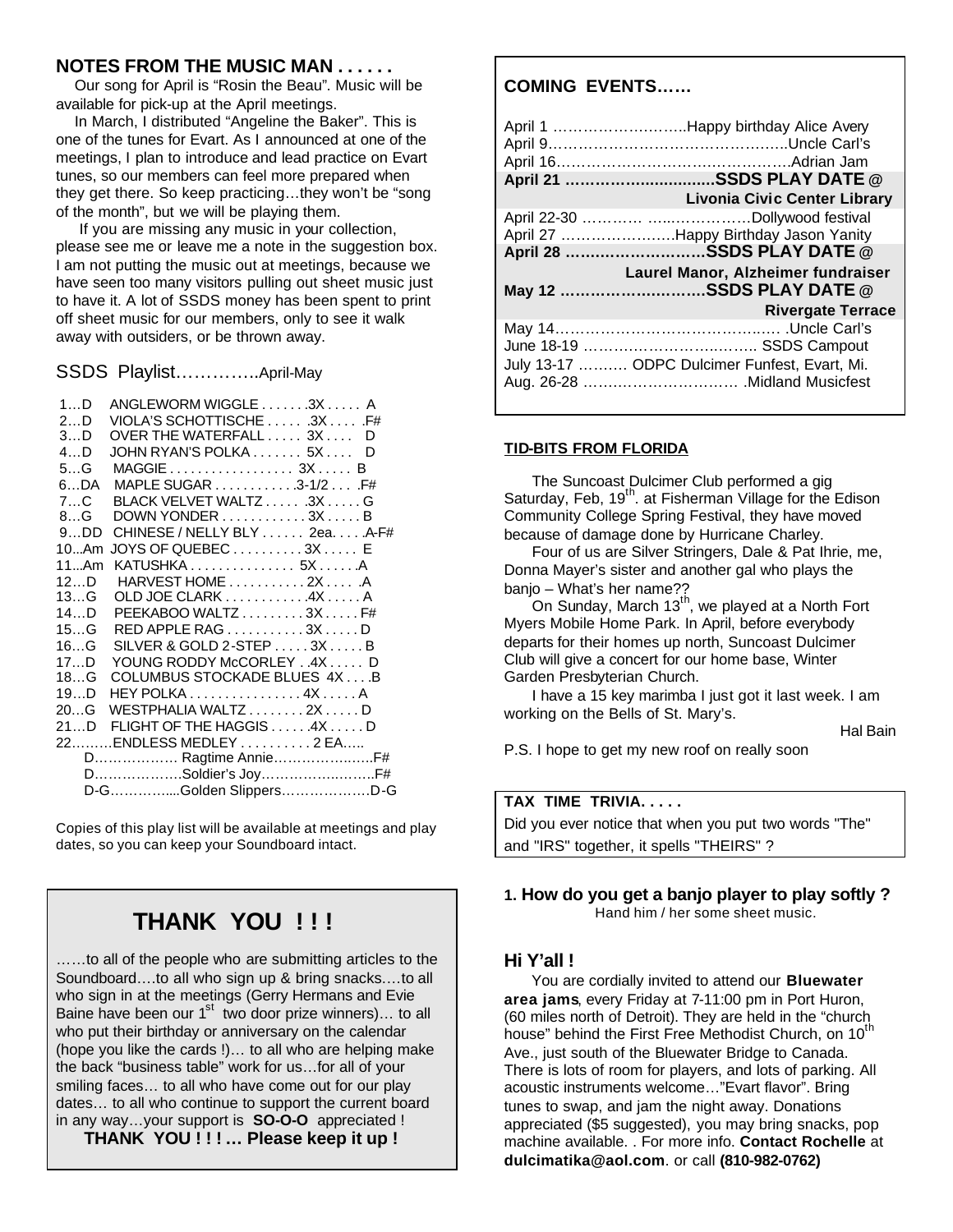## NOTES FROM THE MUSIC MAN . . . . . .

Our song for April is "Rosin the Beau". Music will be available for pick-up at the April meetings.

In March, I distributed "Angeline the Baker". This is one of the tunes for Evart. As I announced at one of the meetings, I plan to introduce and lead practice on Evart tunes, so our members can feel more prepared when they get there. So keep practicing…they won't be "song of the month", but we will be playing them.

If you are missing any music in your collection, please see me or leave me a note in the suggestion box. I am not putting the music out at meetings, because we have seen too many visitors pulling out sheet music just to have it. A lot of SSDS money has been spent to print off sheet music for our members, only to see it walk away with outsiders, or be thrown away.

## SSDS Playlist…………..April-May

1…D ANGLEWORM WIGGLE . . . . . . .3X . . . . . A
2…D VIOLA'S SCHOTTISCHE . . . . . .3X . . . . .F#
3…D OVER THE WATERFALL . . . . . 3X . . . . D
4…D JOHN RYAN'S POLKA . . . . . . . 5X . . . . D
5…G MAGGIE . . . . . . . . . . . . . . . . . . 3X . . . . . B
6…DA MAPLE SUGAR . . . . . . . . . . . .3-1/2 . . . .F#
7…C BLACK VELVET WALTZ . . . . . .3X . . . . . G
8…G DOWN YONDER . . . . . . . . . . . . 3X . . . . . B
9…DD CHINESE / NELLY BLY . . . . . . 2ea. . . . .A-F#
10...Am JOYS OF QUEBEC . . . . . . . . . . 3X . . . . . E
11...Am KATUSHKA . . . . . . . . . . . . . . . 5X . . . . . .A
12…D HARVEST HOME . . . . . . . . . . . 2X . . . . .A
13…G OLD JOE CLARK . . . . . . . . . . . .4X . . . . . A
14…D PEEKABOO WALTZ . . . . . . . . . 3X . . . . . F#
15…G RED APPLE RAG . . . . . . . . . . . 3X . . . . . D
16…G SILVER & GOLD 2-STEP . . . . . 3X . . . . . B
17…D YOUNG RODDY McCORLEY . .4X . . . . . D
18…G COLUMBUS STOCKADE BLUES 4X . . . .B
19…D HEY POLKA . . . . . . . . . . . . . . . . 4X . . . . . A
20…G WESTPHALIA WALTZ . . . . . . . . 2X . . . . . D
21…D FLIGHT OF THE HAGGIS . . . . . .4X . . . . . D
22………ENDLESS MEDLEY . . . . . . . . . . 2 EA…..
D……………… Ragtime Annie…………….…..F#
D……………….Soldier's Joy……………..…….F#
D-G…………....Golden Slippers………………D-G

Copies of this play list will be available at meetings and play dates, so you can keep your Soundboard intact.

## THANK YOU ! ! !

……to all of the people who are submitting articles to the Soundboard….to all who sign up & bring snacks….to all who sign in at the meetings (Gerry Hermans and Evie Baine have been our 1st two door prize winners)… to all who put their birthday or anniversary on the calendar (hope you like the cards !)… to all who are helping make the back "business table" work for us…for all of your smiling faces… to all who have come out for our play dates… to all who continue to support the current board in any way…your support is **SO-O-O** appreciated !

**THANK YOU ! ! ! … Please keep it up !**

## COMING EVENTS……

April 1 ………………………..Happy birthday Alice Avery
April 9…………………………………………..Uncle Carl's
April 16…………………………………………Adrian Jam
**April 21 …………….............SSDS PLAY DATE @ Livonia Civic Center Library**
April 22-30 ………… …..……………Dollywood festival
April 27 ……………………Happy Birthday Jason Yanity
**April 28 ……………………..SSDS PLAY DATE @ Laurel Manor, Alzheimer fundraiser**
**May 12 ………………………SSDS PLAY DATE @ Rivergate Terrace**
May 14………………………………………. .Uncle Carl's
June 18-19 ………………………..…….. SSDS Campout
July 13-17 ………. ODPC Dulcimer Funfest, Evart, Mi.
Aug. 26-28 …………………………. .Midland Musicfest

### TID-BITS FROM FLORIDA

The Suncoast Dulcimer Club performed a gig Saturday, Feb, 19th. at Fisherman Village for the Edison Community College Spring Festival, they have moved because of damage done by Hurricane Charley.

Four of us are Silver Stringers, Dale & Pat Ihrie, me, Donna Mayer's sister and another gal who plays the banjo – What's her name??

On Sunday, March 13th, we played at a North Fort Myers Mobile Home Park. In April, before everybody departs for their homes up north, Suncoast Dulcimer Club will give a concert for our home base, Winter Garden Presbyterian Church.

I have a 15 key marimba I just got it last week. I am working on the Bells of St. Mary's.

Hal Bain

P.S. I hope to get my new roof on really soon

### TAX TIME TRIVIA. . . . .

Did you ever notice that when you put two words "The" and "IRS" together, it spells "THEIRS" ?

**1. How do you get a banjo player to play softly ?**
Hand him / her some sheet music.

### Hi Y'all !

You are cordially invited to attend our **Bluewater area jams**, every Friday at 7-11:00 pm in Port Huron, (60 miles north of Detroit). They are held in the "church house" behind the First Free Methodist Church, on 10th Ave., just south of the Bluewater Bridge to Canada. There is lots of room for players, and lots of parking. All acoustic instruments welcome…"Evart flavor". Bring tunes to swap, and jam the night away. Donations appreciated ($5 suggested), you may bring snacks, pop machine available. . For more info. **Contact Rochelle** at **dulcimatika@aol.com**. or call **(810-982-0762)**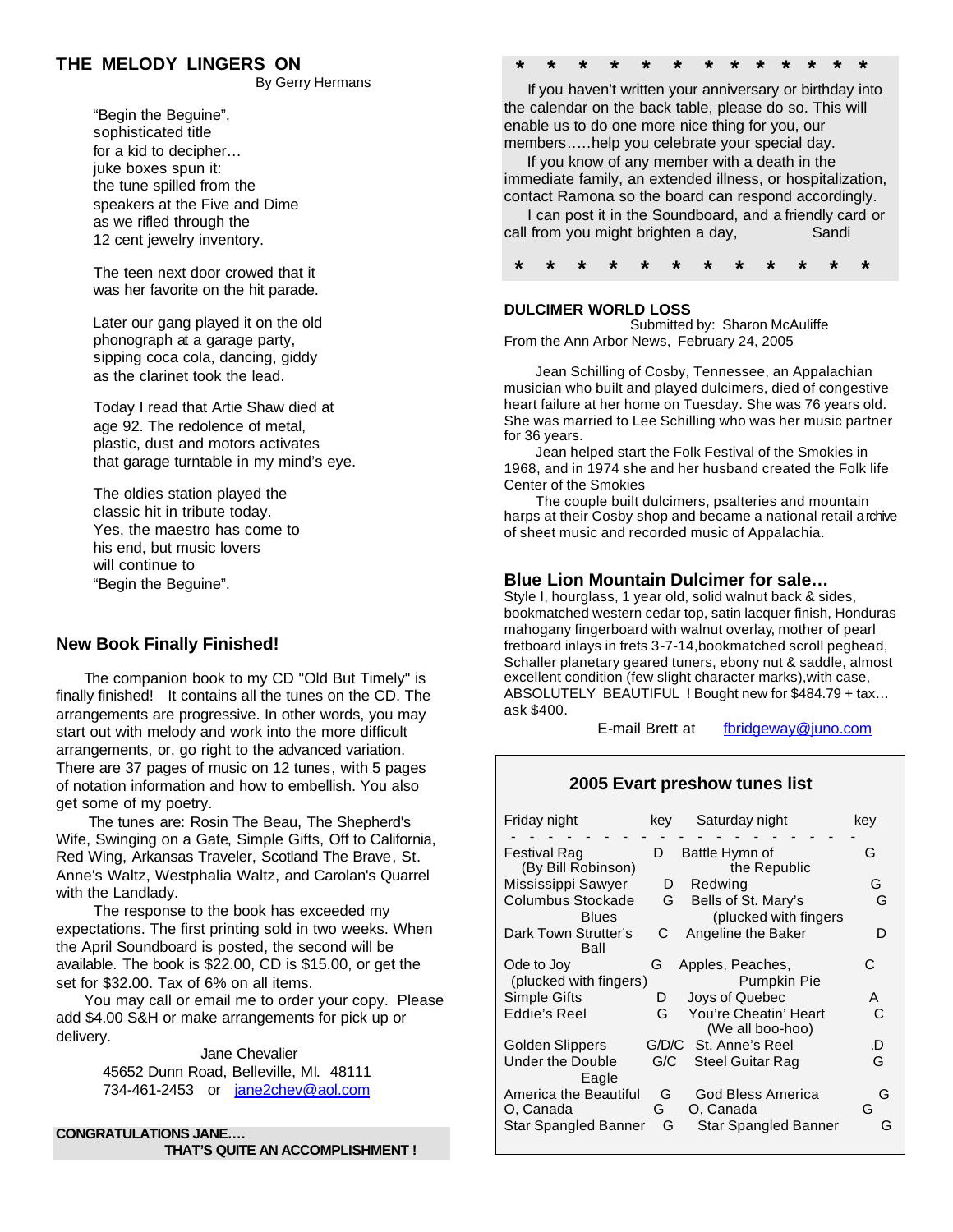## THE MELODY LINGERS ON

By Gerry Hermans

"Begin the Beguine",
sophisticated title
for a kid to decipher…
juke boxes spun it:
the tune spilled from the
speakers at the Five and Dime
as we rifled through the
12 cent jewelry inventory.

The teen next door crowed that it
was her favorite on the hit parade.

Later our gang played it on the old
phonograph at a garage party,
sipping coca cola, dancing, giddy
as the clarinet took the lead.

Today I read that Artie Shaw died at
age 92. The redolence of metal,
plastic, dust and motors activates
that garage turntable in my mind's eye.

The oldies station played the
classic hit in tribute today.
Yes, the maestro has come to
his end, but music lovers
will continue to
"Begin the Beguine".

## New Book Finally Finished!

The companion book to my CD "Old But Timely" is finally finished! It contains all the tunes on the CD. The arrangements are progressive. In other words, you may start out with melody and work into the more difficult arrangements, or, go right to the advanced variation. There are 37 pages of music on 12 tunes, with 5 pages of notation information and how to embellish. You also get some of my poetry.

The tunes are: Rosin The Beau, The Shepherd's Wife, Swinging on a Gate, Simple Gifts, Off to California, Red Wing, Arkansas Traveler, Scotland The Brave, St. Anne's Waltz, Westphalia Waltz, and Carolan's Quarrel with the Landlady.

The response to the book has exceeded my expectations. The first printing sold in two weeks. When the April Soundboard is posted, the second will be available. The book is $22.00, CD is $15.00, or get the set for $32.00. Tax of 6% on all items.

You may call or email me to order your copy. Please add $4.00 S&H or make arrangements for pick up or delivery.

Jane Chevalier
45652 Dunn Road, Belleville, MI. 48111
734-461-2453 or jane2chev@aol.com

**CONGRATULATIONS JANE….**
**THAT'S QUITE AN ACCOMPLISHMENT !**

* * * * * * * * * * * * *

If you haven't written your anniversary or birthday into the calendar on the back table, please do so. This will enable us to do one more nice thing for you, our members…..help you celebrate your special day.

If you know of any member with a death in the immediate family, an extended illness, or hospitalization, contact Ramona so the board can respond accordingly.

I can post it in the Soundboard, and a friendly card or call from you might brighten a day, Sandi

* * * * * * * * * * * *

## DULCIMER WORLD LOSS

Submitted by: Sharon McAuliffe
From the Ann Arbor News, February 24, 2005

Jean Schilling of Cosby, Tennessee, an Appalachian musician who built and played dulcimers, died of congestive heart failure at her home on Tuesday. She was 76 years old. She was married to Lee Schilling who was her music partner for 36 years.

Jean helped start the Folk Festival of the Smokies in 1968, and in 1974 she and her husband created the Folk life Center of the Smokies

The couple built dulcimers, psalteries and mountain harps at their Cosby shop and became a national retail archive of sheet music and recorded music of Appalachia.

## Blue Lion Mountain Dulcimer for sale…

Style I, hourglass, 1 year old, solid walnut back & sides, bookmatched western cedar top, satin lacquer finish, Honduras mahogany fingerboard with walnut overlay, mother of pearl fretboard inlays in frets 3-7-14,bookmatched scroll peghead, Schaller planetary geared tuners, ebony nut & saddle, almost excellent condition (few slight character marks),with case, ABSOLUTELY BEAUTIFUL ! Bought new for $484.79 + tax… ask $400.

E-mail Brett at fbridgeway@juno.com

## 2005 Evart preshow tunes list

| Friday night | key | Saturday night | key |
|---|---|---|---|
| Festival Rag (By Bill Robinson) | D | Battle Hymn of the Republic | G |
| Mississippi Sawyer | D | Redwing | G |
| Columbus Stockade Blues | G | Bells of St. Mary's (plucked with fingers | G |
| Dark Town Strutter's Ball | C | Angeline the Baker | D |
| Ode to Joy (plucked with fingers) | G | Apples, Peaches, Pumpkin Pie | C |
| Simple Gifts | D | Joys of Quebec | A |
| Eddie's Reel | G | You're Cheatin' Heart (We all boo-hoo) | C |
| Golden Slippers | G/D/C | St. Anne's Reel | .D |
| Under the Double Eagle | G/C | Steel Guitar Rag | G |
| America the Beautiful | G | God Bless America | G |
| O, Canada | G | O, Canada | G |
| Star Spangled Banner | G | Star Spangled Banner | G |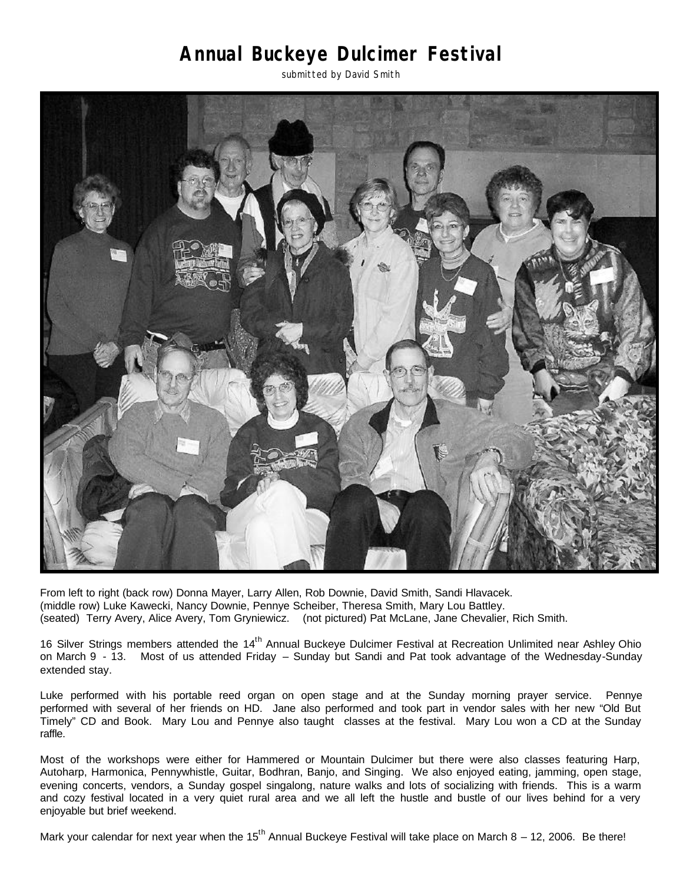# Annual Buckeye Dulcimer Festival

submitted by David Smith

From left to right (back row) Donna Mayer, Larry Allen, Rob Downie, David Smith, Sandi Hlavacek.
(middle row) Luke Kawecki, Nancy Downie, Pennye Scheiber, Theresa Smith, Mary Lou Battley.
(seated) Terry Avery, Alice Avery, Tom Gryniewicz. (not pictured) Pat McLane, Jane Chevalier, Rich Smith.

16 Silver Strings members attended the 14th Annual Buckeye Dulcimer Festival at Recreation Unlimited near Ashley Ohio on March 9 - 13. Most of us attended Friday – Sunday but Sandi and Pat took advantage of the Wednesday-Sunday extended stay.

Luke performed with his portable reed organ on open stage and at the Sunday morning prayer service. Pennye performed with several of her friends on HD. Jane also performed and took part in vendor sales with her new "Old But Timely" CD and Book. Mary Lou and Pennye also taught classes at the festival. Mary Lou won a CD at the Sunday raffle.

Most of the workshops were either for Hammered or Mountain Dulcimer but there were also classes featuring Harp, Autoharp, Harmonica, Pennywhistle, Guitar, Bodhran, Banjo, and Singing. We also enjoyed eating, jamming, open stage, evening concerts, vendors, a Sunday gospel singalong, nature walks and lots of socializing with friends. This is a warm and cozy festival located in a very quiet rural area and we all left the hustle and bustle of our lives behind for a very enjoyable but brief weekend.

Mark your calendar for next year when the 15th Annual Buckeye Festival will take place on March 8 – 12, 2006. Be there!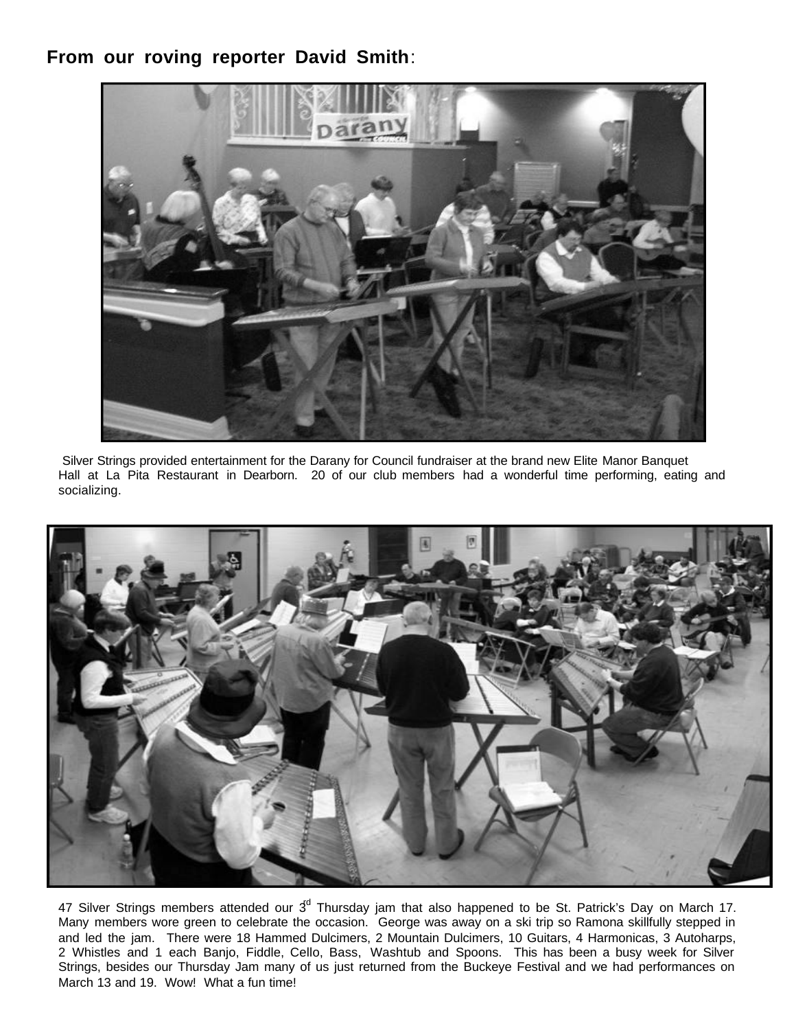**From our roving reporter David Smith**:

Silver Strings provided entertainment for the Darany for Council fundraiser at the brand new Elite Manor Banquet Hall at La Pita Restaurant in Dearborn. 20 of our club members had a wonderful time performing, eating and socializing.

47 Silver Strings members attended our 3rd Thursday jam that also happened to be St. Patrick's Day on March 17. Many members wore green to celebrate the occasion. George was away on a ski trip so Ramona skillfully stepped in and led the jam. There were 18 Hammed Dulcimers, 2 Mountain Dulcimers, 10 Guitars, 4 Harmonicas, 3 Autoharps, 2 Whistles and 1 each Banjo, Fiddle, Cello, Bass, Washtub and Spoons. This has been a busy week for Silver Strings, besides our Thursday Jam many of us just returned from the Buckeye Festival and we had performances on March 13 and 19. Wow! What a fun time!